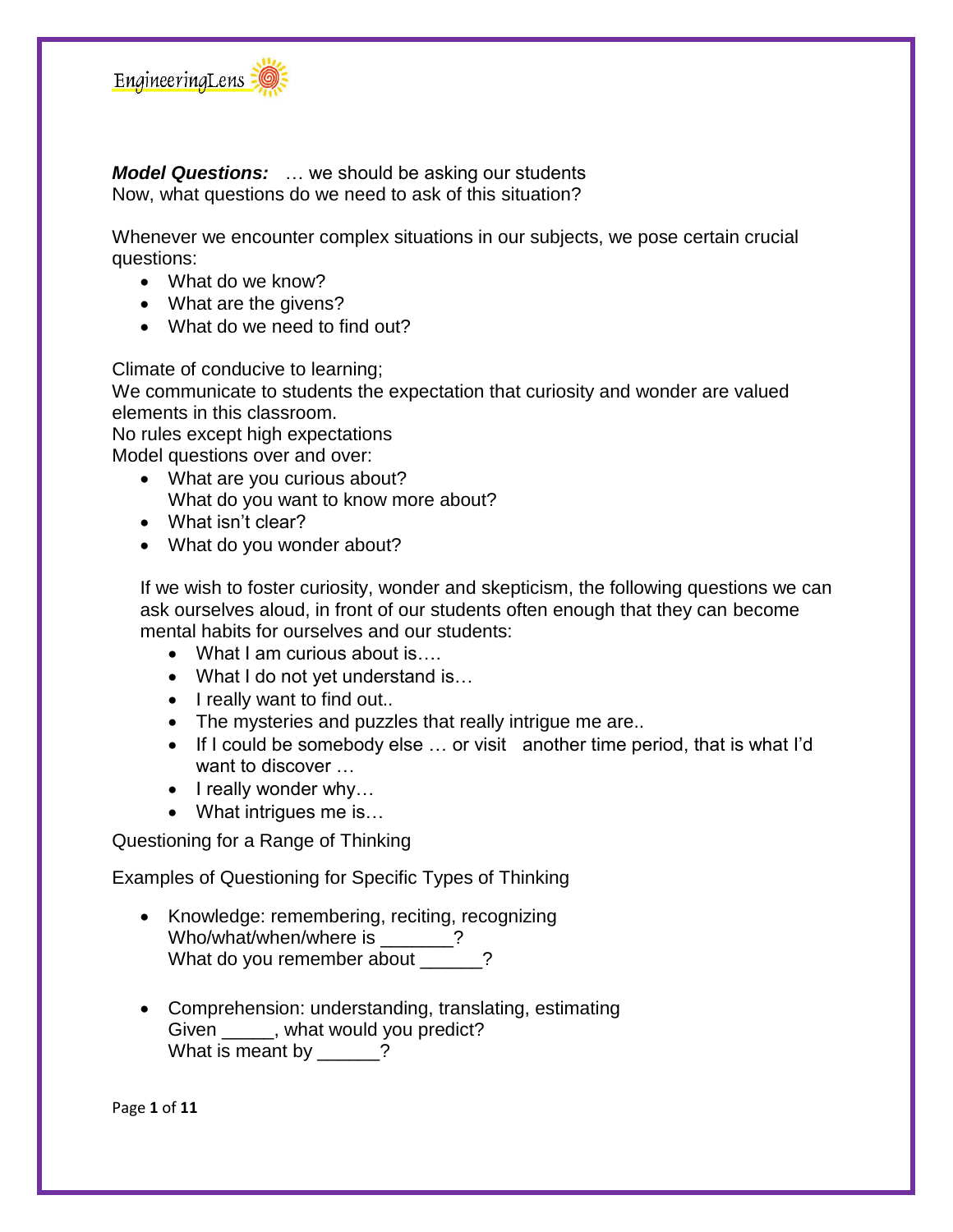***Model Questions:*** … we should be asking our students
Now, what questions do we need to ask of this situation?

Whenever we encounter complex situations in our subjects, we pose certain crucial questions:

- What do we know?
- What are the givens?
- What do we need to find out?

Climate of conducive to learning;
We communicate to students the expectation that curiosity and wonder are valued elements in this classroom.
No rules except high expectations
Model questions over and over:

- What are you curious about?
  What do you want to know more about?
- What isn't clear?
- What do you wonder about?

If we wish to foster curiosity, wonder and skepticism, the following questions we can ask ourselves aloud, in front of our students often enough that they can become mental habits for ourselves and our students:

- What I am curious about is….
- What I do not yet understand is…
- I really want to find out..
- The mysteries and puzzles that really intrigue me are..
- If I could be somebody else … or visit another time period, that is what I'd want to discover …
- I really wonder why…
- What intrigues me is…

Questioning for a Range of Thinking

Examples of Questioning for Specific Types of Thinking

- Knowledge: remembering, reciting, recognizing
  Who/what/when/where is _______?
  What do you remember about ______?

- Comprehension: understanding, translating, estimating
  Given _____, what would you predict?
  What is meant by ______?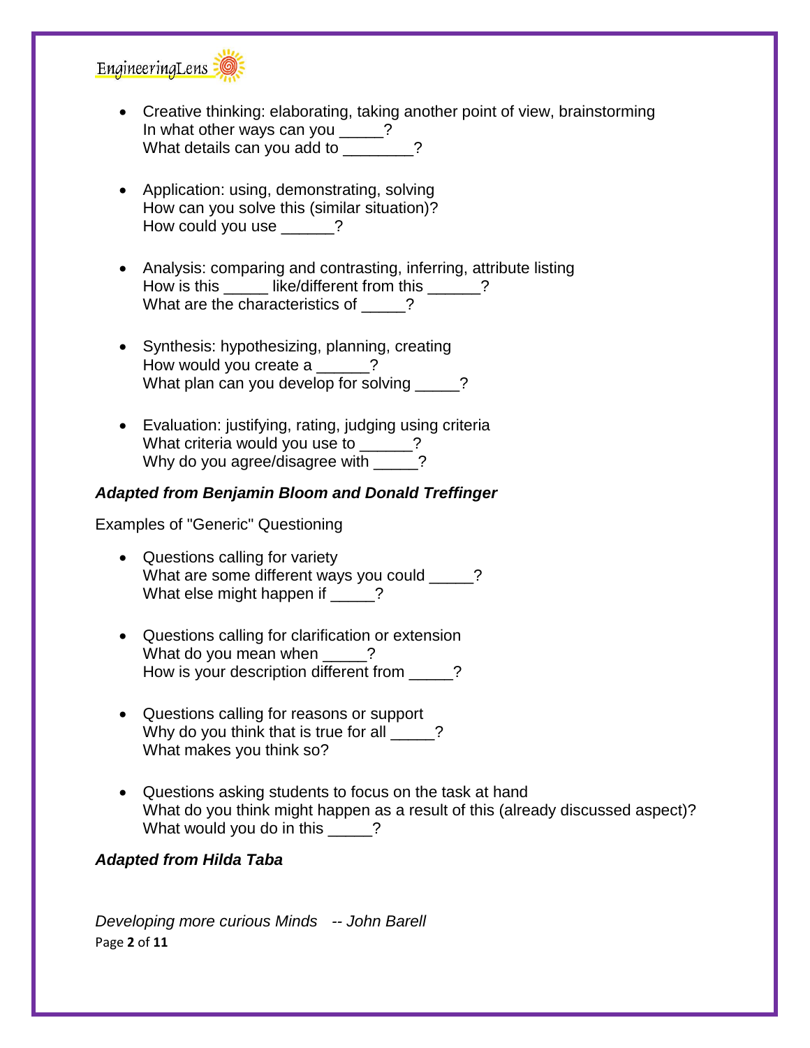- Creative thinking: elaborating, taking another point of view, brainstorming
  In what other ways can you _____?
  What details can you add to ________?

- Application: using, demonstrating, solving
  How can you solve this (similar situation)?
  How could you use ______?

- Analysis: comparing and contrasting, inferring, attribute listing
  How is this _____ like/different from this ______?
  What are the characteristics of _____?

- Synthesis: hypothesizing, planning, creating
  How would you create a ______?
  What plan can you develop for solving _____?

- Evaluation: justifying, rating, judging using criteria
  What criteria would you use to ______?
  Why do you agree/disagree with _____?

***Adapted from Benjamin Bloom and Donald Treffinger***

Examples of "Generic" Questioning

- Questions calling for variety
  What are some different ways you could _____?
  What else might happen if _____?

- Questions calling for clarification or extension
  What do you mean when _____?
  How is your description different from _____?

- Questions calling for reasons or support
  Why do you think that is true for all _____?
  What makes you think so?

- Questions asking students to focus on the task at hand
  What do you think might happen as a result of this (already discussed aspect)?
  What would you do in this _____?

***Adapted from Hilda Taba***

*Developing more curious Minds -- John Barell*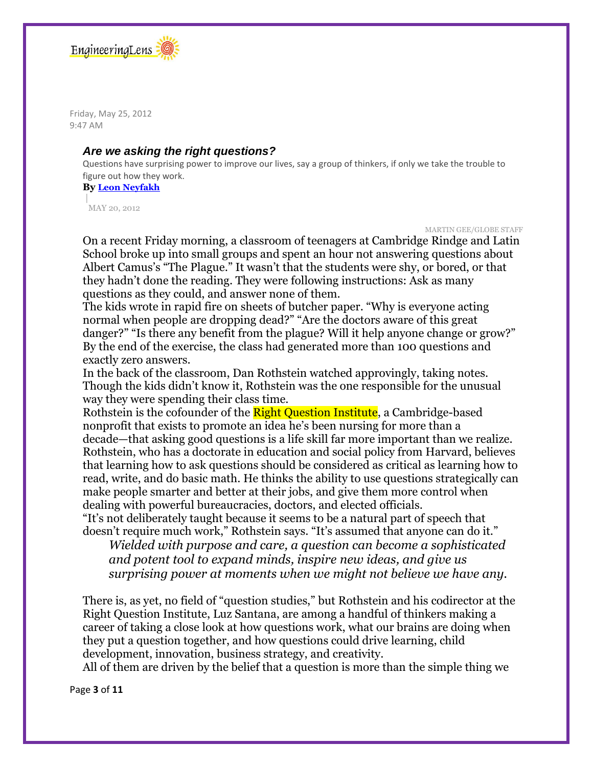Friday, May 25, 2012
9:47 AM

### *Are we asking the right questions?*

Questions have surprising power to improve our lives, say a group of thinkers, if only we take the trouble to figure out how they work.

**By [Leon Neyfakh]**

MAY 20, 2012

MARTIN GEE/GLOBE STAFF

On a recent Friday morning, a classroom of teenagers at Cambridge Rindge and Latin School broke up into small groups and spent an hour not answering questions about Albert Camus's "The Plague." It wasn't that the students were shy, or bored, or that they hadn't done the reading. They were following instructions: Ask as many questions as they could, and answer none of them.

The kids wrote in rapid fire on sheets of butcher paper. "Why is everyone acting normal when people are dropping dead?" "Are the doctors aware of this great danger?" "Is there any benefit from the plague? Will it help anyone change or grow?" By the end of the exercise, the class had generated more than 100 questions and exactly zero answers.

In the back of the classroom, Dan Rothstein watched approvingly, taking notes. Though the kids didn't know it, Rothstein was the one responsible for the unusual way they were spending their class time.

Rothstein is the cofounder of the Right Question Institute, a Cambridge-based nonprofit that exists to promote an idea he's been nursing for more than a decade—that asking good questions is a life skill far more important than we realize. Rothstein, who has a doctorate in education and social policy from Harvard, believes that learning how to ask questions should be considered as critical as learning how to read, write, and do basic math. He thinks the ability to use questions strategically can make people smarter and better at their jobs, and give them more control when dealing with powerful bureaucracies, doctors, and elected officials.

"It's not deliberately taught because it seems to be a natural part of speech that doesn't require much work," Rothstein says. "It's assumed that anyone can do it."

> *Wielded with purpose and care, a question can become a sophisticated and potent tool to expand minds, inspire new ideas, and give us surprising power at moments when we might not believe we have any.*

There is, as yet, no field of "question studies," but Rothstein and his codirector at the Right Question Institute, Luz Santana, are among a handful of thinkers making a career of taking a close look at how questions work, what our brains are doing when they put a question together, and how questions could drive learning, child development, innovation, business strategy, and creativity.

All of them are driven by the belief that a question is more than the simple thing we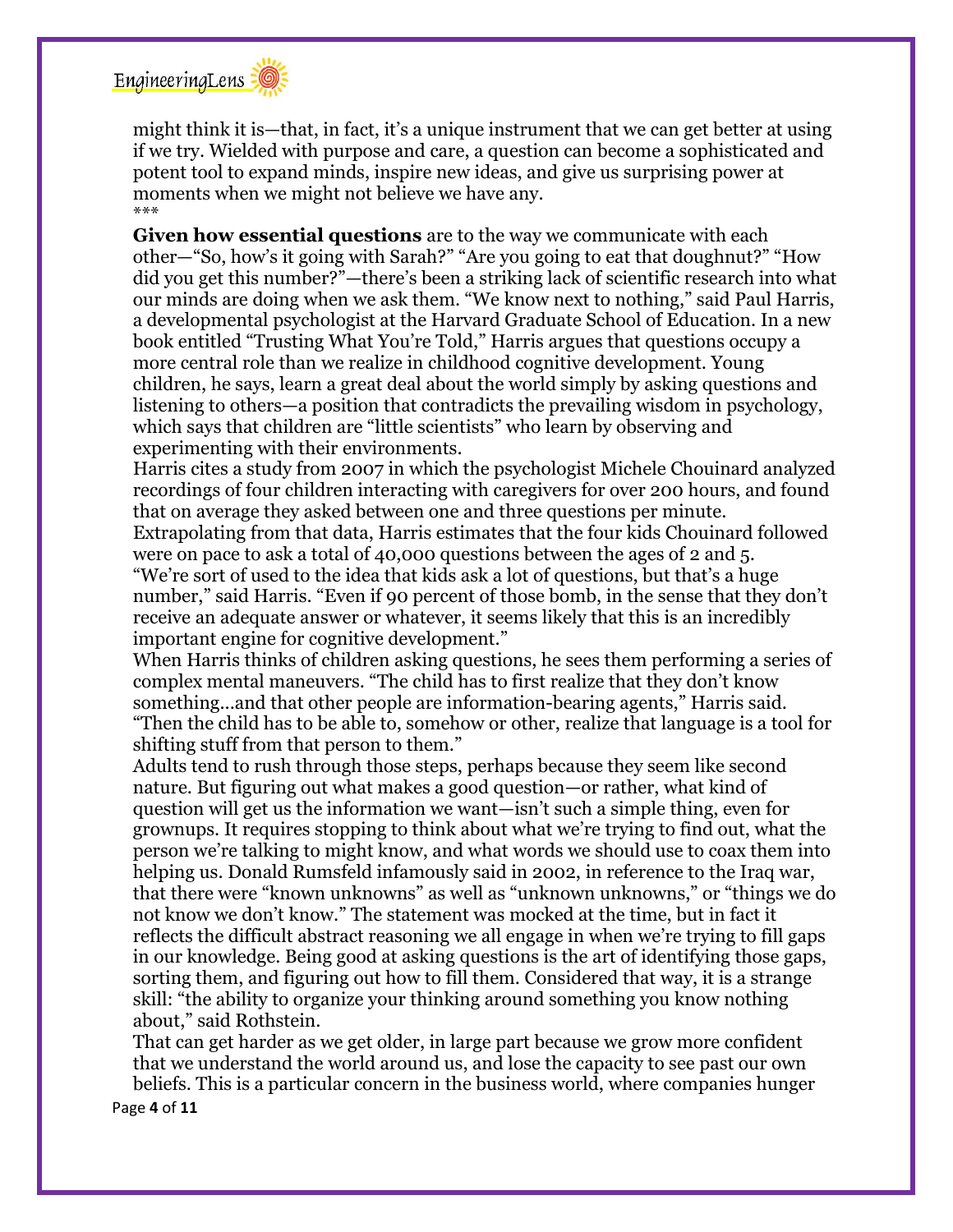might think it is—that, in fact, it's a unique instrument that we can get better at using if we try. Wielded with purpose and care, a question can become a sophisticated and potent tool to expand minds, inspire new ideas, and give us surprising power at moments when we might not believe we have any.

***

**Given how essential questions** are to the way we communicate with each other—"So, how's it going with Sarah?" "Are you going to eat that doughnut?" "How did you get this number?"—there's been a striking lack of scientific research into what our minds are doing when we ask them. "We know next to nothing," said Paul Harris, a developmental psychologist at the Harvard Graduate School of Education. In a new book entitled "Trusting What You're Told," Harris argues that questions occupy a more central role than we realize in childhood cognitive development. Young children, he says, learn a great deal about the world simply by asking questions and listening to others—a position that contradicts the prevailing wisdom in psychology, which says that children are "little scientists" who learn by observing and experimenting with their environments.

Harris cites a study from 2007 in which the psychologist Michele Chouinard analyzed recordings of four children interacting with caregivers for over 200 hours, and found that on average they asked between one and three questions per minute.

Extrapolating from that data, Harris estimates that the four kids Chouinard followed were on pace to ask a total of 40,000 questions between the ages of 2 and 5.

"We're sort of used to the idea that kids ask a lot of questions, but that's a huge number," said Harris. "Even if 90 percent of those bomb, in the sense that they don't receive an adequate answer or whatever, it seems likely that this is an incredibly important engine for cognitive development."

When Harris thinks of children asking questions, he sees them performing a series of complex mental maneuvers. "The child has to first realize that they don't know something...and that other people are information-bearing agents," Harris said. "Then the child has to be able to, somehow or other, realize that language is a tool for shifting stuff from that person to them."

Adults tend to rush through those steps, perhaps because they seem like second nature. But figuring out what makes a good question—or rather, what kind of question will get us the information we want—isn't such a simple thing, even for grownups. It requires stopping to think about what we're trying to find out, what the person we're talking to might know, and what words we should use to coax them into helping us. Donald Rumsfeld infamously said in 2002, in reference to the Iraq war, that there were "known unknowns" as well as "unknown unknowns," or "things we do not know we don't know." The statement was mocked at the time, but in fact it reflects the difficult abstract reasoning we all engage in when we're trying to fill gaps in our knowledge. Being good at asking questions is the art of identifying those gaps, sorting them, and figuring out how to fill them. Considered that way, it is a strange skill: "the ability to organize your thinking around something you know nothing about," said Rothstein.

That can get harder as we get older, in large part because we grow more confident that we understand the world around us, and lose the capacity to see past our own beliefs. This is a particular concern in the business world, where companies hunger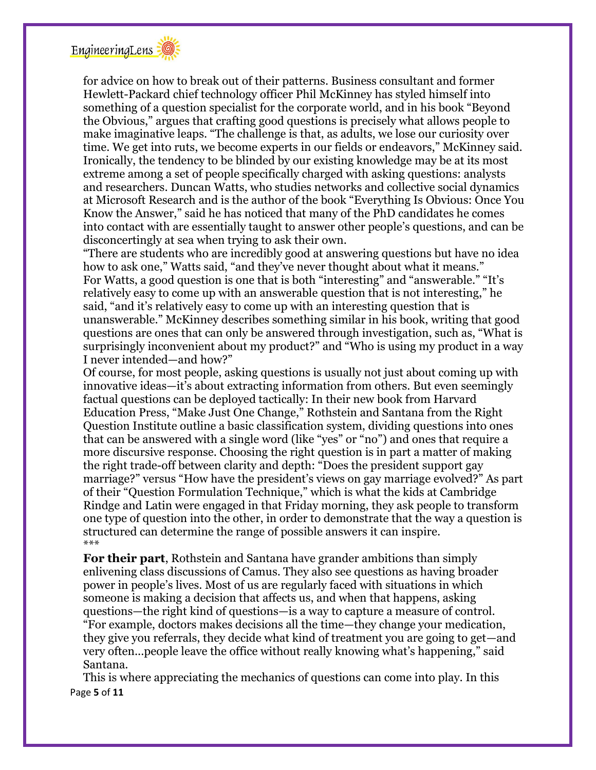for advice on how to break out of their patterns. Business consultant and former Hewlett-Packard chief technology officer Phil McKinney has styled himself into something of a question specialist for the corporate world, and in his book "Beyond the Obvious," argues that crafting good questions is precisely what allows people to make imaginative leaps. "The challenge is that, as adults, we lose our curiosity over time. We get into ruts, we become experts in our fields or endeavors," McKinney said. Ironically, the tendency to be blinded by our existing knowledge may be at its most extreme among a set of people specifically charged with asking questions: analysts and researchers. Duncan Watts, who studies networks and collective social dynamics at Microsoft Research and is the author of the book "Everything Is Obvious: Once You Know the Answer," said he has noticed that many of the PhD candidates he comes into contact with are essentially taught to answer other people's questions, and can be disconcertingly at sea when trying to ask their own.

"There are students who are incredibly good at answering questions but have no idea how to ask one," Watts said, "and they've never thought about what it means."

For Watts, a good question is one that is both "interesting" and "answerable." "It's relatively easy to come up with an answerable question that is not interesting," he said, "and it's relatively easy to come up with an interesting question that is unanswerable." McKinney describes something similar in his book, writing that good questions are ones that can only be answered through investigation, such as, "What is surprisingly inconvenient about my product?" and "Who is using my product in a way I never intended—and how?"

Of course, for most people, asking questions is usually not just about coming up with innovative ideas—it's about extracting information from others. But even seemingly factual questions can be deployed tactically: In their new book from Harvard Education Press, "Make Just One Change," Rothstein and Santana from the Right Question Institute outline a basic classification system, dividing questions into ones that can be answered with a single word (like "yes" or "no") and ones that require a more discursive response. Choosing the right question is in part a matter of making the right trade-off between clarity and depth: "Does the president support gay marriage?" versus "How have the president's views on gay marriage evolved?" As part of their "Question Formulation Technique," which is what the kids at Cambridge Rindge and Latin were engaged in that Friday morning, they ask people to transform one type of question into the other, in order to demonstrate that the way a question is structured can determine the range of possible answers it can inspire.

\*\*\*

**For their part**, Rothstein and Santana have grander ambitions than simply enlivening class discussions of Camus. They also see questions as having broader power in people's lives. Most of us are regularly faced with situations in which someone is making a decision that affects us, and when that happens, asking questions—the right kind of questions—is a way to capture a measure of control. "For example, doctors makes decisions all the time—they change your medication, they give you referrals, they decide what kind of treatment you are going to get—and very often…people leave the office without really knowing what's happening," said Santana.

This is where appreciating the mechanics of questions can come into play. In this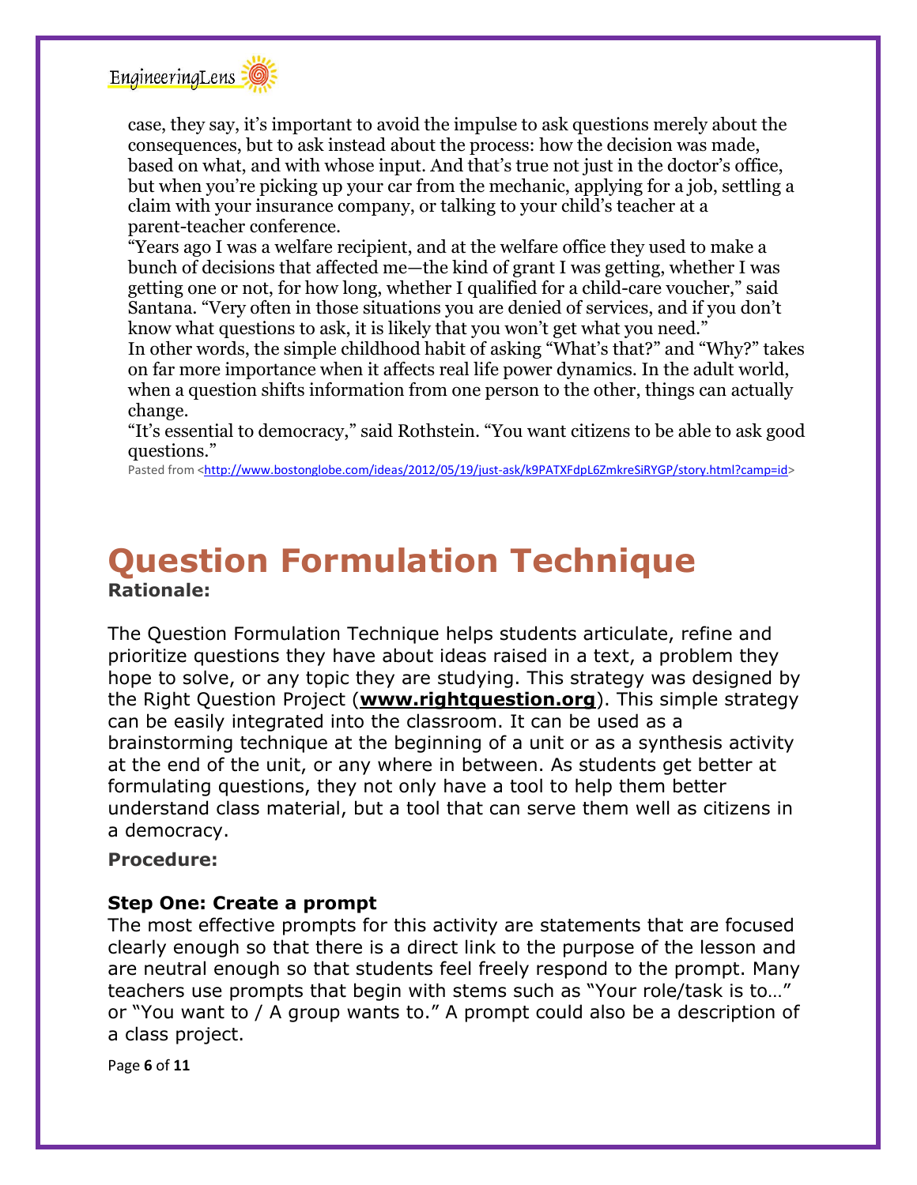case, they say, it's important to avoid the impulse to ask questions merely about the consequences, but to ask instead about the process: how the decision was made, based on what, and with whose input. And that's true not just in the doctor's office, but when you're picking up your car from the mechanic, applying for a job, settling a claim with your insurance company, or talking to your child's teacher at a parent-teacher conference.

"Years ago I was a welfare recipient, and at the welfare office they used to make a bunch of decisions that affected me—the kind of grant I was getting, whether I was getting one or not, for how long, whether I qualified for a child-care voucher," said Santana. "Very often in those situations you are denied of services, and if you don't know what questions to ask, it is likely that you won't get what you need."

In other words, the simple childhood habit of asking "What's that?" and "Why?" takes on far more importance when it affects real life power dynamics. In the adult world, when a question shifts information from one person to the other, things can actually change.

"It's essential to democracy," said Rothstein. "You want citizens to be able to ask good questions."

Pasted from <http://www.bostonglobe.com/ideas/2012/05/19/just-ask/k9PATXFdpL6ZmkreSiRYGP/story.html?camp=id>

# Question Formulation Technique

**Rationale:**

The Question Formulation Technique helps students articulate, refine and prioritize questions they have about ideas raised in a text, a problem they hope to solve, or any topic they are studying. This strategy was designed by the Right Question Project (**www.rightquestion.org**). This simple strategy can be easily integrated into the classroom. It can be used as a brainstorming technique at the beginning of a unit or as a synthesis activity at the end of the unit, or any where in between. As students get better at formulating questions, they not only have a tool to help them better understand class material, but a tool that can serve them well as citizens in a democracy.

**Procedure:**

**Step One: Create a prompt**

The most effective prompts for this activity are statements that are focused clearly enough so that there is a direct link to the purpose of the lesson and are neutral enough so that students feel freely respond to the prompt. Many teachers use prompts that begin with stems such as "Your role/task is to…" or "You want to / A group wants to." A prompt could also be a description of a class project.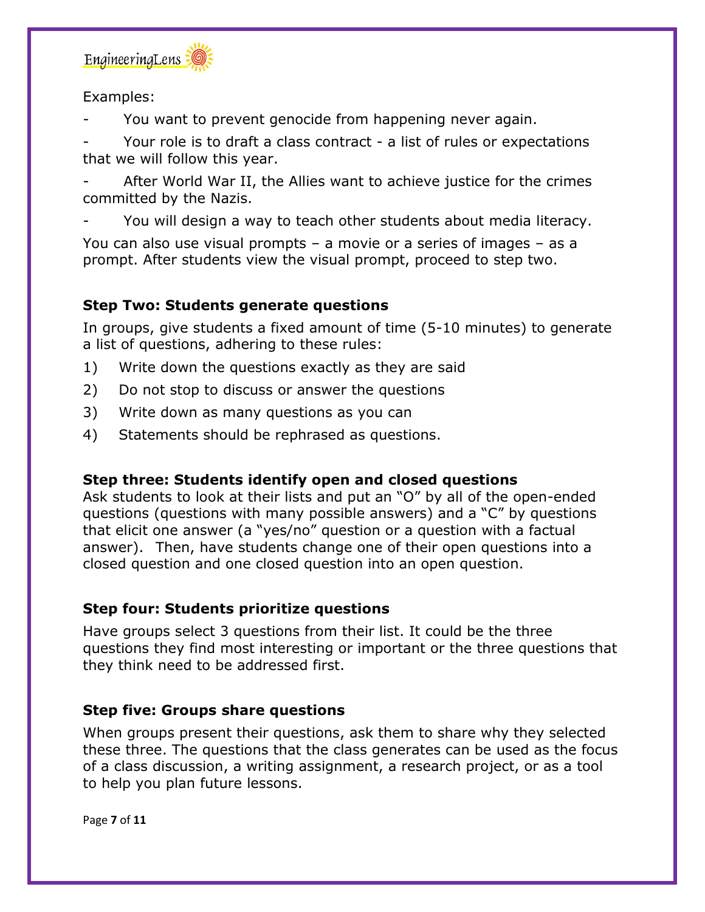Examples:

- You want to prevent genocide from happening never again.
- Your role is to draft a class contract - a list of rules or expectations that we will follow this year.
- After World War II, the Allies want to achieve justice for the crimes committed by the Nazis.
- You will design a way to teach other students about media literacy.

You can also use visual prompts – a movie or a series of images – as a prompt. After students view the visual prompt, proceed to step two.

**Step Two: Students generate questions**

In groups, give students a fixed amount of time (5-10 minutes) to generate a list of questions, adhering to these rules:

1) Write down the questions exactly as they are said
2) Do not stop to discuss or answer the questions
3) Write down as many questions as you can
4) Statements should be rephrased as questions.

**Step three: Students identify open and closed questions**

Ask students to look at their lists and put an "O" by all of the open-ended questions (questions with many possible answers) and a "C" by questions that elicit one answer (a "yes/no" question or a question with a factual answer). Then, have students change one of their open questions into a closed question and one closed question into an open question.

**Step four: Students prioritize questions**

Have groups select 3 questions from their list. It could be the three questions they find most interesting or important or the three questions that they think need to be addressed first.

**Step five: Groups share questions**

When groups present their questions, ask them to share why they selected these three. The questions that the class generates can be used as the focus of a class discussion, a writing assignment, a research project, or as a tool to help you plan future lessons.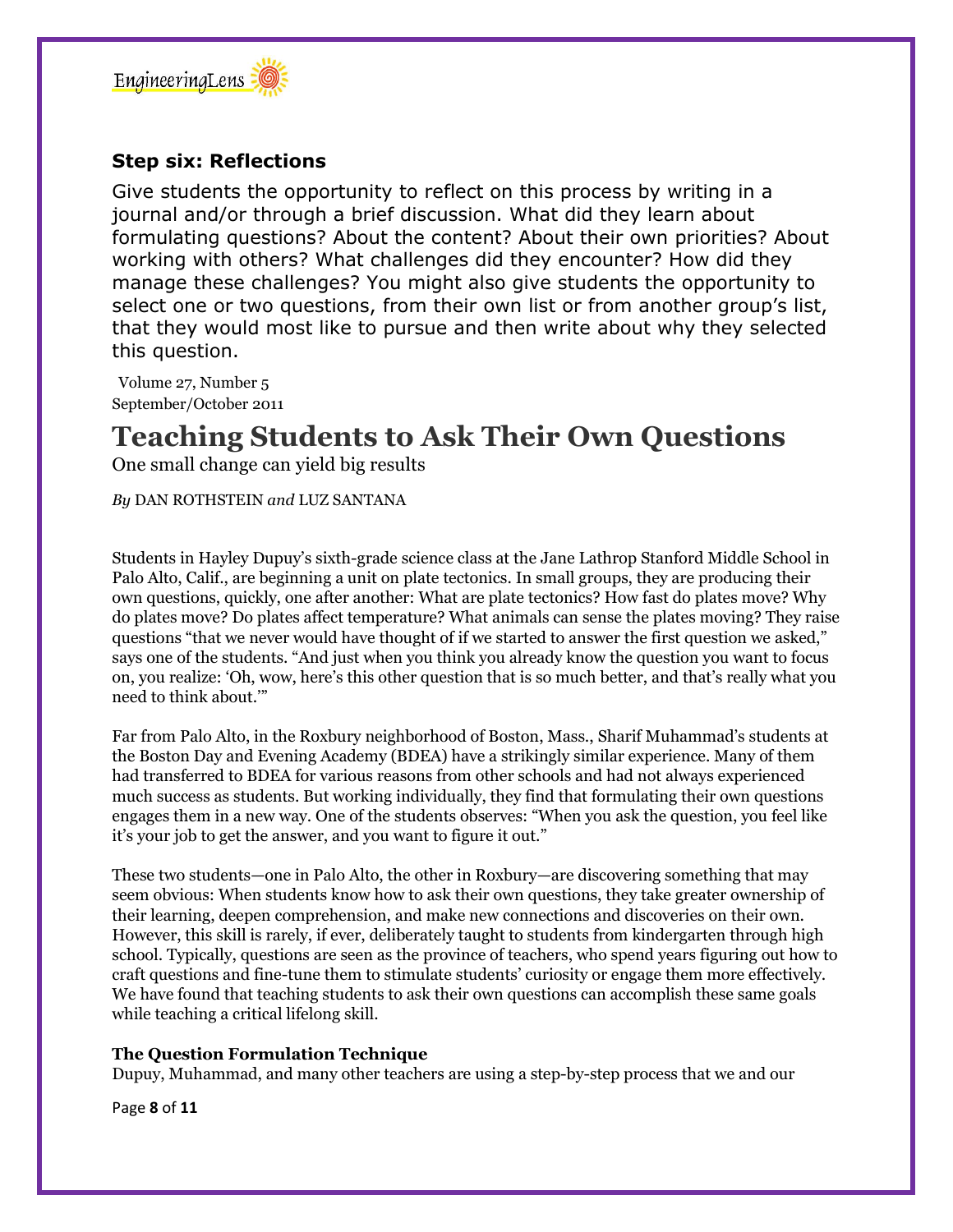### Step six: Reflections

Give students the opportunity to reflect on this process by writing in a journal and/or through a brief discussion. What did they learn about formulating questions? About the content? About their own priorities? About working with others? What challenges did they encounter? How did they manage these challenges? You might also give students the opportunity to select one or two questions, from their own list or from another group's list, that they would most like to pursue and then write about why they selected this question.

Volume 27, Number 5
September/October 2011

# Teaching Students to Ask Their Own Questions

One small change can yield big results

*By* DAN ROTHSTEIN *and* LUZ SANTANA

Students in Hayley Dupuy's sixth-grade science class at the Jane Lathrop Stanford Middle School in Palo Alto, Calif., are beginning a unit on plate tectonics. In small groups, they are producing their own questions, quickly, one after another: What are plate tectonics? How fast do plates move? Why do plates move? Do plates affect temperature? What animals can sense the plates moving? They raise questions "that we never would have thought of if we started to answer the first question we asked," says one of the students. "And just when you think you already know the question you want to focus on, you realize: 'Oh, wow, here's this other question that is so much better, and that's really what you need to think about.'"

Far from Palo Alto, in the Roxbury neighborhood of Boston, Mass., Sharif Muhammad's students at the Boston Day and Evening Academy (BDEA) have a strikingly similar experience. Many of them had transferred to BDEA for various reasons from other schools and had not always experienced much success as students. But working individually, they find that formulating their own questions engages them in a new way. One of the students observes: "When you ask the question, you feel like it's your job to get the answer, and you want to figure it out."

These two students—one in Palo Alto, the other in Roxbury—are discovering something that may seem obvious: When students know how to ask their own questions, they take greater ownership of their learning, deepen comprehension, and make new connections and discoveries on their own. However, this skill is rarely, if ever, deliberately taught to students from kindergarten through high school. Typically, questions are seen as the province of teachers, who spend years figuring out how to craft questions and fine-tune them to stimulate students' curiosity or engage them more effectively. We have found that teaching students to ask their own questions can accomplish these same goals while teaching a critical lifelong skill.

**The Question Formulation Technique**

Dupuy, Muhammad, and many other teachers are using a step-by-step process that we and our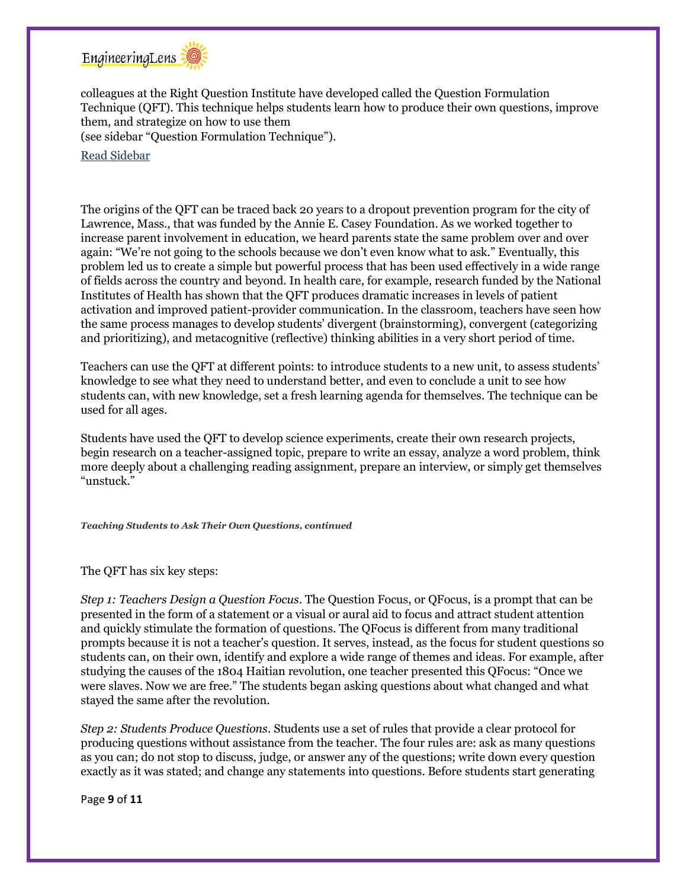colleagues at the Right Question Institute have developed called the Question Formulation Technique (QFT). This technique helps students learn how to produce their own questions, improve them, and strategize on how to use them
(see sidebar "Question Formulation Technique").

Read Sidebar

The origins of the QFT can be traced back 20 years to a dropout prevention program for the city of Lawrence, Mass., that was funded by the Annie E. Casey Foundation. As we worked together to increase parent involvement in education, we heard parents state the same problem over and over again: "We're not going to the schools because we don't even know what to ask." Eventually, this problem led us to create a simple but powerful process that has been used effectively in a wide range of fields across the country and beyond. In health care, for example, research funded by the National Institutes of Health has shown that the QFT produces dramatic increases in levels of patient activation and improved patient-provider communication. In the classroom, teachers have seen how the same process manages to develop students' divergent (brainstorming), convergent (categorizing and prioritizing), and metacognitive (reflective) thinking abilities in a very short period of time.

Teachers can use the QFT at different points: to introduce students to a new unit, to assess students' knowledge to see what they need to understand better, and even to conclude a unit to see how students can, with new knowledge, set a fresh learning agenda for themselves. The technique can be used for all ages.

Students have used the QFT to develop science experiments, create their own research projects, begin research on a teacher-assigned topic, prepare to write an essay, analyze a word problem, think more deeply about a challenging reading assignment, prepare an interview, or simply get themselves "unstuck."

***Teaching Students to Ask Their Own Questions, continued***

The QFT has six key steps:

*Step 1: Teachers Design a Question Focus*. The Question Focus, or QFocus, is a prompt that can be presented in the form of a statement or a visual or aural aid to focus and attract student attention and quickly stimulate the formation of questions. The QFocus is different from many traditional prompts because it is not a teacher's question. It serves, instead, as the focus for student questions so students can, on their own, identify and explore a wide range of themes and ideas. For example, after studying the causes of the 1804 Haitian revolution, one teacher presented this QFocus: "Once we were slaves. Now we are free." The students began asking questions about what changed and what stayed the same after the revolution.

*Step 2: Students Produce Questions*. Students use a set of rules that provide a clear protocol for producing questions without assistance from the teacher. The four rules are: ask as many questions as you can; do not stop to discuss, judge, or answer any of the questions; write down every question exactly as it was stated; and change any statements into questions. Before students start generating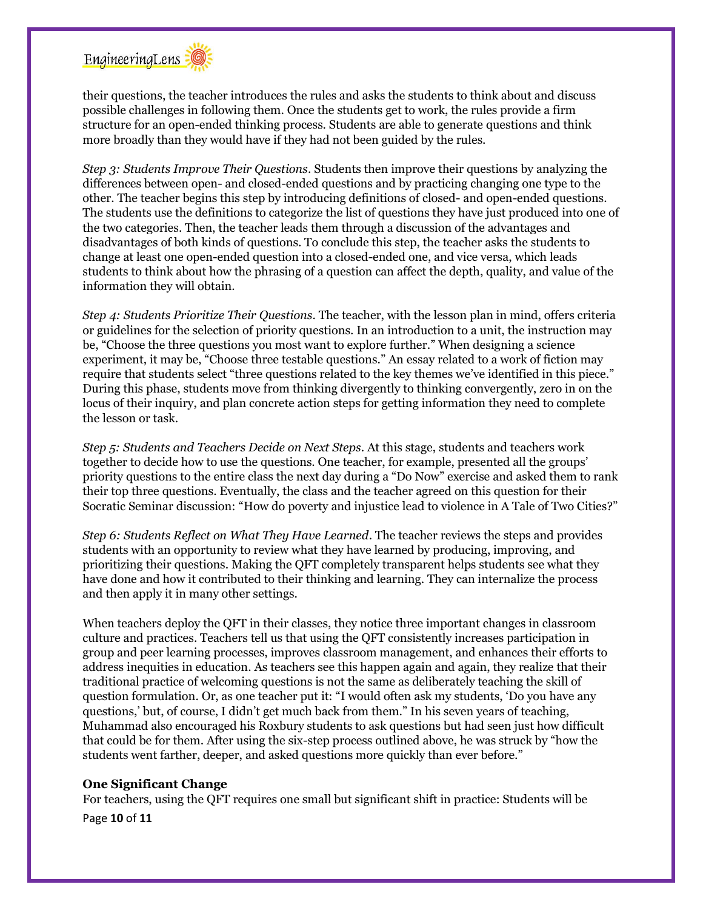their questions, the teacher introduces the rules and asks the students to think about and discuss possible challenges in following them. Once the students get to work, the rules provide a firm structure for an open-ended thinking process. Students are able to generate questions and think more broadly than they would have if they had not been guided by the rules.

*Step 3: Students Improve Their Questions*. Students then improve their questions by analyzing the differences between open- and closed-ended questions and by practicing changing one type to the other. The teacher begins this step by introducing definitions of closed- and open-ended questions. The students use the definitions to categorize the list of questions they have just produced into one of the two categories. Then, the teacher leads them through a discussion of the advantages and disadvantages of both kinds of questions. To conclude this step, the teacher asks the students to change at least one open-ended question into a closed-ended one, and vice versa, which leads students to think about how the phrasing of a question can affect the depth, quality, and value of the information they will obtain.

*Step 4: Students Prioritize Their Questions*. The teacher, with the lesson plan in mind, offers criteria or guidelines for the selection of priority questions. In an introduction to a unit, the instruction may be, "Choose the three questions you most want to explore further." When designing a science experiment, it may be, "Choose three testable questions." An essay related to a work of fiction may require that students select "three questions related to the key themes we've identified in this piece." During this phase, students move from thinking divergently to thinking convergently, zero in on the locus of their inquiry, and plan concrete action steps for getting information they need to complete the lesson or task.

*Step 5: Students and Teachers Decide on Next Steps*. At this stage, students and teachers work together to decide how to use the questions. One teacher, for example, presented all the groups' priority questions to the entire class the next day during a "Do Now" exercise and asked them to rank their top three questions. Eventually, the class and the teacher agreed on this question for their Socratic Seminar discussion: "How do poverty and injustice lead to violence in A Tale of Two Cities?"

*Step 6: Students Reflect on What They Have Learned*. The teacher reviews the steps and provides students with an opportunity to review what they have learned by producing, improving, and prioritizing their questions. Making the QFT completely transparent helps students see what they have done and how it contributed to their thinking and learning. They can internalize the process and then apply it in many other settings.

When teachers deploy the QFT in their classes, they notice three important changes in classroom culture and practices. Teachers tell us that using the QFT consistently increases participation in group and peer learning processes, improves classroom management, and enhances their efforts to address inequities in education. As teachers see this happen again and again, they realize that their traditional practice of welcoming questions is not the same as deliberately teaching the skill of question formulation. Or, as one teacher put it: "I would often ask my students, 'Do you have any questions,' but, of course, I didn't get much back from them." In his seven years of teaching, Muhammad also encouraged his Roxbury students to ask questions but had seen just how difficult that could be for them. After using the six-step process outlined above, he was struck by "how the students went farther, deeper, and asked questions more quickly than ever before."

**One Significant Change**

For teachers, using the QFT requires one small but significant shift in practice: Students will be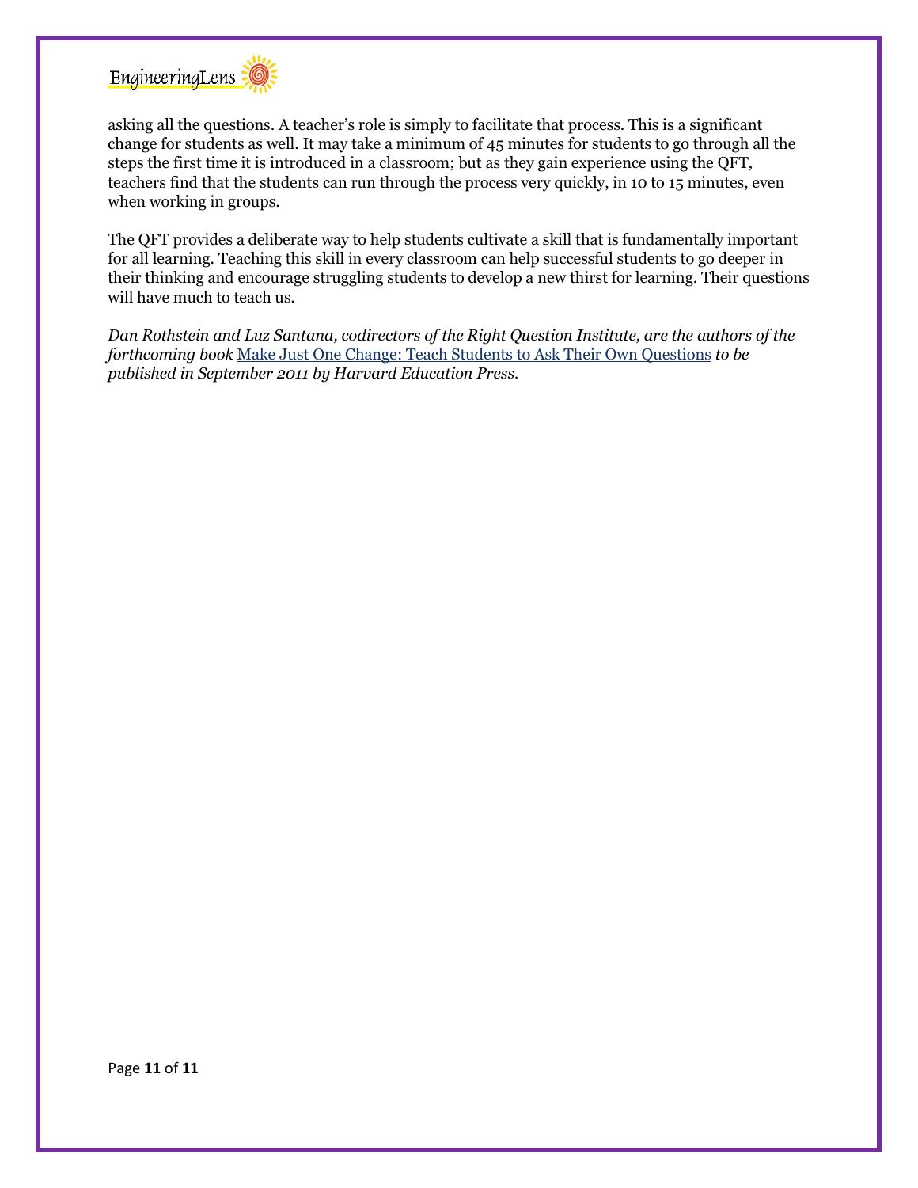asking all the questions. A teacher's role is simply to facilitate that process. This is a significant change for students as well. It may take a minimum of 45 minutes for students to go through all the steps the first time it is introduced in a classroom; but as they gain experience using the QFT, teachers find that the students can run through the process very quickly, in 10 to 15 minutes, even when working in groups.

The QFT provides a deliberate way to help students cultivate a skill that is fundamentally important for all learning. Teaching this skill in every classroom can help successful students to go deeper in their thinking and encourage struggling students to develop a new thirst for learning. Their questions will have much to teach us.

*Dan Rothstein and Luz Santana, codirectors of the Right Question Institute, are the authors of the forthcoming book* Make Just One Change: Teach Students to Ask Their Own Questions *to be published in September 2011 by Harvard Education Press.*